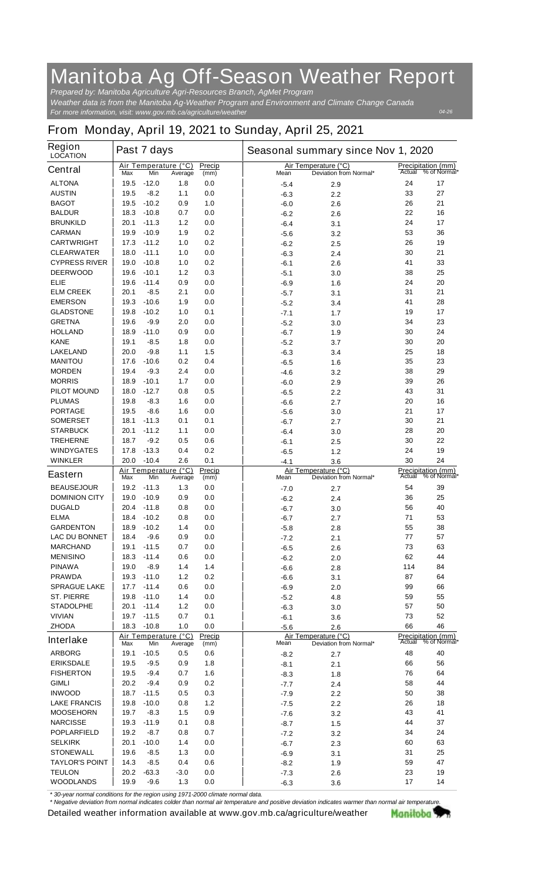# Manitoba Ag Off-Season Weather Report

*Prepared by: Manitoba Agriculture Agri-Resources Branch, AgMet Program*
*Weather data is from the Manitoba Ag-Weather Program and Environment and Climate Change Canada*
*For more information, visit: www.gov.mb.ca/agriculture/weather*

04-26

## From Monday, April 19, 2021 to Sunday, April 25, 2021

| Region LOCATION | Past 7 days | | | | Seasonal summary since Nov 1, 2020 | | | |
|---|---|---|---|---|---|---|---|---|
| | Air Temperature (°C) | | | Precip | Air Temperature (°C) | | Precipitation (mm) | |
| **Central** | Max | Min | Average | (mm) | Mean | Deviation from Normal* | Actual | % of Normal* |
| ALTONA | 19.5 | -12.0 | 1.8 | 0.0 | -5.4 | 2.9 | 24 | 17 |
| AUSTIN | 19.5 | -8.2 | 1.1 | 0.0 | -6.3 | 2.2 | 33 | 27 |
| BAGOT | 19.5 | -10.2 | 0.9 | 1.0 | -6.0 | 2.6 | 26 | 21 |
| BALDUR | 18.3 | -10.8 | 0.7 | 0.0 | -6.2 | 2.6 | 22 | 16 |
| BRUNKILD | 20.1 | -11.3 | 1.2 | 0.0 | -6.4 | 3.1 | 24 | 17 |
| CARMAN | 19.9 | -10.9 | 1.9 | 0.2 | -5.6 | 3.2 | 53 | 36 |
| CARTWRIGHT | 17.3 | -11.2 | 1.0 | 0.2 | -6.2 | 2.5 | 26 | 19 |
| CLEARWATER | 18.0 | -11.1 | 1.0 | 0.0 | -6.3 | 2.4 | 30 | 21 |
| CYPRESS RIVER | 19.0 | -10.8 | 1.0 | 0.2 | -6.1 | 2.6 | 41 | 33 |
| DEERWOOD | 19.6 | -10.1 | 1.2 | 0.3 | -5.1 | 3.0 | 38 | 25 |
| ELIE | 19.6 | -11.4 | 0.9 | 0.0 | -6.9 | 1.6 | 24 | 20 |
| ELM CREEK | 20.1 | -8.5 | 2.1 | 0.0 | -5.7 | 3.1 | 31 | 21 |
| EMERSON | 19.3 | -10.6 | 1.9 | 0.0 | -5.2 | 3.4 | 41 | 28 |
| GLADSTONE | 19.8 | -10.2 | 1.0 | 0.1 | -7.1 | 1.7 | 19 | 17 |
| GRETNA | 19.6 | -9.9 | 2.0 | 0.0 | -5.2 | 3.0 | 34 | 23 |
| HOLLAND | 18.9 | -11.0 | 0.9 | 0.0 | -6.7 | 1.9 | 30 | 24 |
| KANE | 19.1 | -8.5 | 1.8 | 0.0 | -5.2 | 3.7 | 30 | 20 |
| LAKELAND | 20.0 | -9.8 | 1.1 | 1.5 | -6.3 | 3.4 | 25 | 18 |
| MANITOU | 17.6 | -10.6 | 0.2 | 0.4 | -6.5 | 1.6 | 35 | 23 |
| MORDEN | 19.4 | -9.3 | 2.4 | 0.0 | -4.6 | 3.2 | 38 | 29 |
| MORRIS | 18.9 | -10.1 | 1.7 | 0.0 | -6.0 | 2.9 | 39 | 26 |
| PILOT MOUND | 18.0 | -12.7 | 0.8 | 0.5 | -6.5 | 2.2 | 43 | 31 |
| PLUMAS | 19.8 | -8.3 | 1.6 | 0.0 | -6.6 | 2.7 | 20 | 16 |
| PORTAGE | 19.5 | -8.6 | 1.6 | 0.0 | -5.6 | 3.0 | 21 | 17 |
| SOMERSET | 18.1 | -11.3 | 0.1 | 0.1 | -6.7 | 2.7 | 30 | 21 |
| STARBUCK | 20.1 | -11.2 | 1.1 | 0.0 | -6.4 | 3.0 | 28 | 20 |
| TREHERNE | 18.7 | -9.2 | 0.5 | 0.6 | -6.1 | 2.5 | 30 | 22 |
| WINDYGATES | 17.8 | -13.3 | 0.4 | 0.2 | -6.5 | 1.2 | 24 | 19 |
| WINKLER | 20.0 | -10.4 | 2.6 | 0.1 | -4.1 | 3.6 | 30 | 24 |
| **Eastern** | Max | Min | Average | (mm) | Mean | Deviation from Normal* | Actual | % of Normal* |
| BEAUSEJOUR | 19.2 | -11.3 | 1.3 | 0.0 | -7.0 | 2.7 | 54 | 39 |
| DOMINION CITY | 19.0 | -10.9 | 0.9 | 0.0 | -6.2 | 2.4 | 36 | 25 |
| DUGALD | 20.4 | -11.8 | 0.8 | 0.0 | -6.7 | 3.0 | 56 | 40 |
| ELMA | 18.4 | -10.2 | 0.8 | 0.0 | -6.7 | 2.7 | 71 | 53 |
| GARDENTON | 18.9 | -10.2 | 1.4 | 0.0 | -5.8 | 2.8 | 55 | 38 |
| LAC DU BONNET | 18.4 | -9.6 | 0.9 | 0.0 | -7.2 | 2.1 | 77 | 57 |
| MARCHAND | 19.1 | -11.5 | 0.7 | 0.0 | -6.5 | 2.6 | 73 | 63 |
| MENISINO | 18.3 | -11.4 | 0.6 | 0.0 | -6.2 | 2.0 | 62 | 44 |
| PINAWA | 19.0 | -8.9 | 1.4 | 1.4 | -6.6 | 2.8 | 114 | 84 |
| PRAWDA | 19.3 | -11.0 | 1.2 | 0.2 | -6.6 | 3.1 | 87 | 64 |
| SPRAGUE LAKE | 17.7 | -11.4 | 0.6 | 0.0 | -6.9 | 2.0 | 99 | 66 |
| ST. PIERRE | 19.8 | -11.0 | 1.4 | 0.0 | -5.2 | 4.8 | 59 | 55 |
| STADOLPHE | 20.1 | -11.4 | 1.2 | 0.0 | -6.3 | 3.0 | 57 | 50 |
| VIVIAN | 19.7 | -11.5 | 0.7 | 0.1 | -6.1 | 3.6 | 73 | 52 |
| ZHODA | 18.3 | -10.8 | 1.0 | 0.0 | -5.6 | 2.6 | 66 | 46 |
| **Interlake** | Max | Min | Average | (mm) | Mean | Deviation from Normal* | Actual | % of Normal* |
| ARBORG | 19.1 | -10.5 | 0.5 | 0.6 | -8.2 | 2.7 | 48 | 40 |
| ERIKSDALE | 19.5 | -9.5 | 0.9 | 1.8 | -8.1 | 2.1 | 66 | 56 |
| FISHERTON | 19.5 | -9.4 | 0.7 | 1.6 | -8.3 | 1.8 | 76 | 64 |
| GIMLI | 20.2 | -9.4 | 0.9 | 0.2 | -7.7 | 2.4 | 58 | 44 |
| INWOOD | 18.7 | -11.5 | 0.5 | 0.3 | -7.9 | 2.2 | 50 | 38 |
| LAKE FRANCIS | 19.8 | -10.0 | 0.8 | 1.2 | -7.5 | 2.2 | 26 | 18 |
| MOOSEHORN | 19.7 | -8.3 | 1.5 | 0.9 | -7.6 | 3.2 | 43 | 41 |
| NARCISSE | 19.3 | -11.9 | 0.1 | 0.8 | -8.7 | 1.5 | 44 | 37 |
| POPLARFIELD | 19.2 | -8.7 | 0.8 | 0.7 | -7.2 | 3.2 | 34 | 24 |
| SELKIRK | 20.1 | -10.0 | 1.4 | 0.0 | -6.7 | 2.3 | 60 | 63 |
| STONEWALL | 19.6 | -8.5 | 1.3 | 0.0 | -6.9 | 3.1 | 31 | 25 |
| TAYLOR'S POINT | 14.3 | -8.5 | 0.4 | 0.6 | -8.2 | 1.9 | 59 | 47 |
| TEULON | 20.2 | -63.3 | -3.0 | 0.0 | -7.3 | 2.6 | 23 | 19 |
| WOODLANDS | 19.9 | -9.6 | 1.3 | 0.0 | -6.3 | 3.6 | 17 | 14 |

*\* 30-year normal conditions for the region using 1971-2000 climate normal data.*
*\* Negative deviation from normal indicates colder than normal air temperature and positive deviation indicates warmer than normal air temperature.*

Detailed weather information available at www.gov.mb.ca/agriculture/weather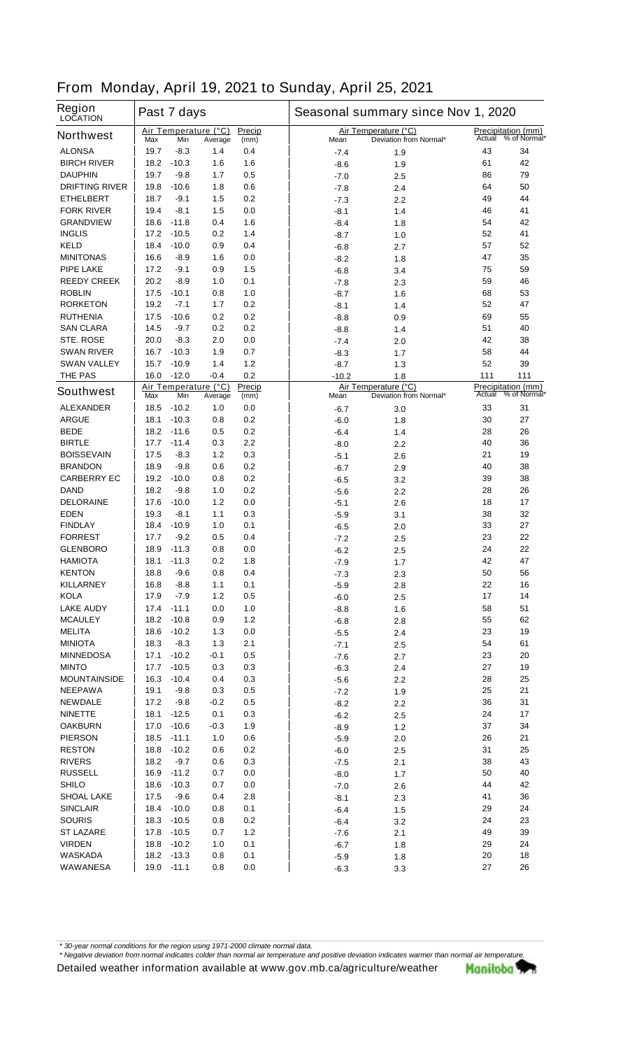# From Monday, April 19, 2021 to Sunday, April 25, 2021

| Region LOCATION | Past 7 days | | | | Seasonal summary since Nov 1, 2020 | | | |
|---|---|---|---|---|---|---|---|---|
| | Air Temperature (°C) | | | Precip | Air Temperature (°C) | | Precipitation (mm) | |
| **Northwest** | Max | Min | Average | (mm) | Mean | Deviation from Normal* | Actual | % of Normal* |
| ALONSA | 19.7 | -8.3 | 1.4 | 0.4 | -7.4 | 1.9 | 43 | 34 |
| BIRCH RIVER | 18.2 | -10.3 | 1.6 | 1.6 | -8.6 | 1.9 | 61 | 42 |
| DAUPHIN | 19.7 | -9.8 | 1.7 | 0.5 | -7.0 | 2.5 | 86 | 79 |
| DRIFTING RIVER | 19.8 | -10.6 | 1.8 | 0.6 | -7.8 | 2.4 | 64 | 50 |
| ETHELBERT | 18.7 | -9.1 | 1.5 | 0.2 | -7.3 | 2.2 | 49 | 44 |
| FORK RIVER | 19.4 | -8.1 | 1.5 | 0.0 | -8.1 | 1.4 | 46 | 41 |
| GRANDVIEW | 18.6 | -11.8 | 0.4 | 1.6 | -8.4 | 1.8 | 54 | 42 |
| INGLIS | 17.2 | -10.5 | 0.2 | 1.4 | -8.7 | 1.0 | 52 | 41 |
| KELD | 18.4 | -10.0 | 0.9 | 0.4 | -6.8 | 2.7 | 57 | 52 |
| MINITONAS | 16.6 | -8.9 | 1.6 | 0.0 | -8.2 | 1.8 | 47 | 35 |
| PIPE LAKE | 17.2 | -9.1 | 0.9 | 1.5 | -6.8 | 3.4 | 75 | 59 |
| REEDY CREEK | 20.2 | -8.9 | 1.0 | 0.1 | -7.8 | 2.3 | 59 | 46 |
| ROBLIN | 17.5 | -10.1 | 0.8 | 1.0 | -8.7 | 1.6 | 68 | 53 |
| RORKETON | 19.2 | -7.1 | 1.7 | 0.2 | -8.1 | 1.4 | 52 | 47 |
| RUTHENIA | 17.5 | -10.6 | 0.2 | 0.2 | -8.8 | 0.9 | 69 | 55 |
| SAN CLARA | 14.5 | -9.7 | 0.2 | 0.2 | -8.8 | 1.4 | 51 | 40 |
| STE. ROSE | 20.0 | -8.3 | 2.0 | 0.0 | -7.4 | 2.0 | 42 | 38 |
| SWAN RIVER | 16.7 | -10.3 | 1.9 | 0.7 | -8.3 | 1.7 | 58 | 44 |
| SWAN VALLEY | 15.7 | -10.9 | 1.4 | 1.2 | -8.7 | 1.3 | 52 | 39 |
| THE PAS | 16.0 | -12.0 | -0.4 | 0.2 | -10.2 | 1.8 | 111 | 111 |
| | Air Temperature (°C) | | | Precip | Air Temperature (°C) | | Precipitation (mm) | |
| **Southwest** | Max | Min | Average | (mm) | Mean | Deviation from Normal* | Actual | % of Normal* |
| ALEXANDER | 18.5 | -10.2 | 1.0 | 0.0 | -6.7 | 3.0 | 33 | 31 |
| ARGUE | 18.1 | -10.3 | 0.8 | 0.2 | -6.0 | 1.8 | 30 | 27 |
| BEDE | 18.2 | -11.6 | 0.5 | 0.2 | -6.4 | 1.4 | 28 | 26 |
| BIRTLE | 17.7 | -11.4 | 0.3 | 2.2 | -8.0 | 2.2 | 40 | 36 |
| BOISSEVAIN | 17.5 | -8.3 | 1.2 | 0.3 | -5.1 | 2.6 | 21 | 19 |
| BRANDON | 18.9 | -9.8 | 0.6 | 0.2 | -6.7 | 2.9 | 40 | 38 |
| CARBERRY EC | 19.2 | -10.0 | 0.8 | 0.2 | -6.5 | 3.2 | 39 | 38 |
| DAND | 18.2 | -9.8 | 1.0 | 0.2 | -5.6 | 2.2 | 28 | 26 |
| DELORAINE | 17.6 | -10.0 | 1.2 | 0.0 | -5.1 | 2.6 | 18 | 17 |
| EDEN | 19.3 | -8.1 | 1.1 | 0.3 | -5.9 | 3.1 | 38 | 32 |
| FINDLAY | 18.4 | -10.9 | 1.0 | 0.1 | -6.5 | 2.0 | 33 | 27 |
| FORREST | 17.7 | -9.2 | 0.5 | 0.4 | -7.2 | 2.5 | 23 | 22 |
| GLENBORO | 18.9 | -11.3 | 0.8 | 0.0 | -6.2 | 2.5 | 24 | 22 |
| HAMIOTA | 18.1 | -11.3 | 0.2 | 1.8 | -7.9 | 1.7 | 42 | 47 |
| KENTON | 18.8 | -9.6 | 0.8 | 0.4 | -7.3 | 2.3 | 50 | 56 |
| KILLARNEY | 16.8 | -8.8 | 1.1 | 0.1 | -5.9 | 2.8 | 22 | 16 |
| KOLA | 17.9 | -7.9 | 1.2 | 0.5 | -6.0 | 2.5 | 17 | 14 |
| LAKE AUDY | 17.4 | -11.1 | 0.0 | 1.0 | -8.8 | 1.6 | 58 | 51 |
| MCAULEY | 18.2 | -10.8 | 0.9 | 1.2 | -6.8 | 2.8 | 55 | 62 |
| MELITA | 18.6 | -10.2 | 1.3 | 0.0 | -5.5 | 2.4 | 23 | 19 |
| MINIOTA | 18.3 | -8.3 | 1.3 | 2.1 | -7.1 | 2.5 | 54 | 61 |
| MINNEDOSA | 17.1 | -10.2 | -0.1 | 0.5 | -7.6 | 2.7 | 23 | 20 |
| MINTO | 17.7 | -10.5 | 0.3 | 0.3 | -6.3 | 2.4 | 27 | 19 |
| MOUNTAINSIDE | 16.3 | -10.4 | 0.4 | 0.3 | -5.6 | 2.2 | 28 | 25 |
| NEEPAWA | 19.1 | -9.8 | 0.3 | 0.5 | -7.2 | 1.9 | 25 | 21 |
| NEWDALE | 17.2 | -9.8 | -0.2 | 0.5 | -8.2 | 2.2 | 36 | 31 |
| NINETTE | 18.1 | -12.5 | 0.1 | 0.3 | -6.2 | 2.5 | 24 | 17 |
| OAKBURN | 17.0 | -10.6 | -0.3 | 1.9 | -8.9 | 1.2 | 37 | 34 |
| PIERSON | 18.5 | -11.1 | 1.0 | 0.6 | -5.9 | 2.0 | 26 | 21 |
| RESTON | 18.8 | -10.2 | 0.6 | 0.2 | -6.0 | 2.5 | 31 | 25 |
| RIVERS | 18.2 | -9.7 | 0.6 | 0.3 | -7.5 | 2.1 | 38 | 43 |
| RUSSELL | 16.9 | -11.2 | 0.7 | 0.0 | -8.0 | 1.7 | 50 | 40 |
| SHILO | 18.6 | -10.3 | 0.7 | 0.0 | -7.0 | 2.6 | 44 | 42 |
| SHOAL LAKE | 17.5 | -9.6 | 0.4 | 2.8 | -8.1 | 2.3 | 41 | 36 |
| SINCLAIR | 18.4 | -10.0 | 0.8 | 0.1 | -6.4 | 1.5 | 29 | 24 |
| SOURIS | 18.3 | -10.5 | 0.8 | 0.2 | -6.4 | 3.2 | 24 | 23 |
| ST LAZARE | 17.8 | -10.5 | 0.7 | 1.2 | -7.6 | 2.1 | 49 | 39 |
| VIRDEN | 18.8 | -10.2 | 1.0 | 0.1 | -6.7 | 1.8 | 29 | 24 |
| WASKADA | 18.2 | -13.3 | 0.8 | 0.1 | -5.9 | 1.8 | 20 | 18 |
| WAWANESA | 19.0 | -11.1 | 0.8 | 0.0 | -6.3 | 3.3 | 27 | 26 |

*\* 30-year normal conditions for the region using 1971-2000 climate normal data.*

*\* Negative deviation from normal indicates colder than normal air temperature and positive deviation indicates warmer than normal air temperature.*

Detailed weather information available at www.gov.mb.ca/agriculture/weather